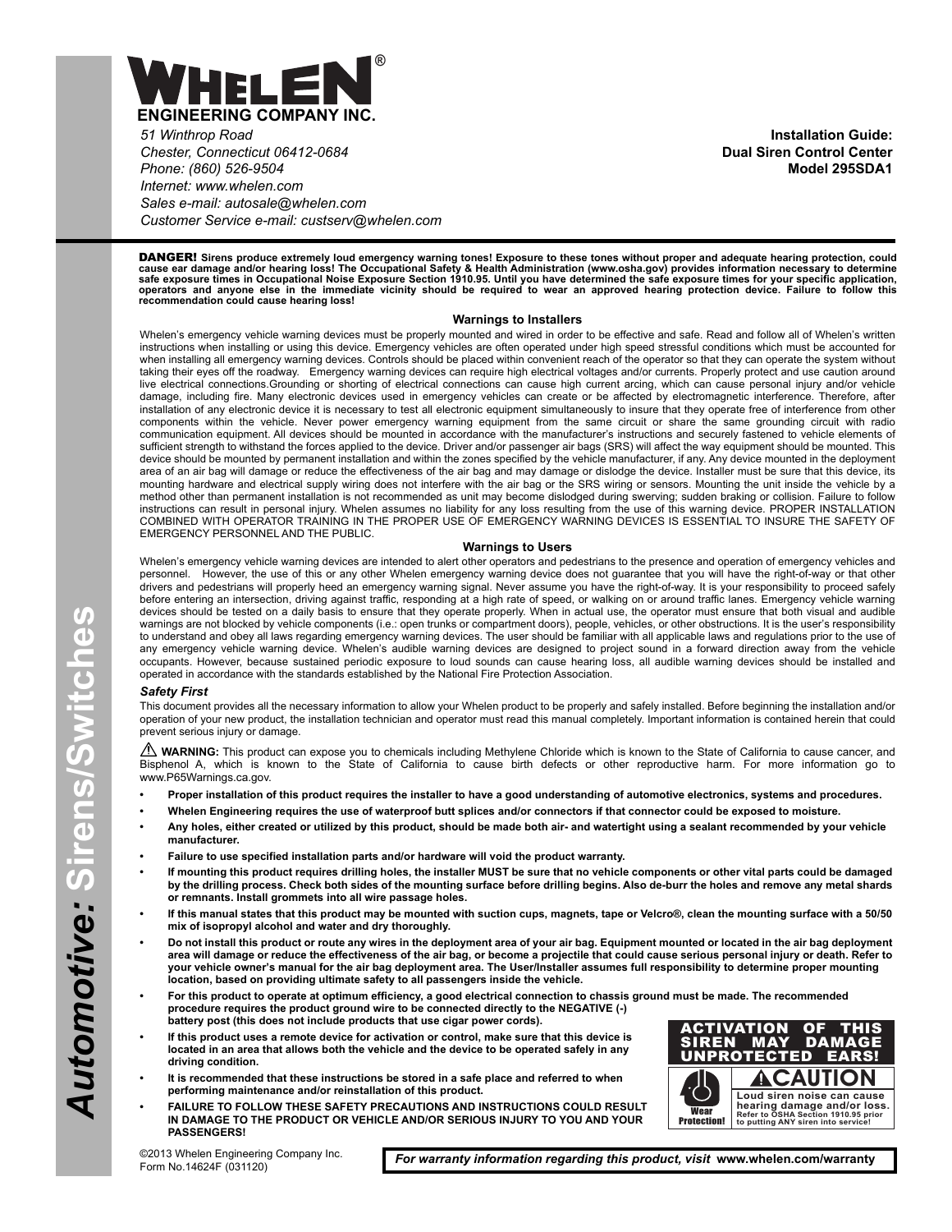# WHELEN®

**ENGINEERING COMPANY INC.**

*51 Winthrop Road*
*Chester, Connecticut 06412-0684*
*Phone: (860) 526-9504*
*Internet: www.whelen.com*
*Sales e-mail: autosale@whelen.com*
*Customer Service e-mail: custserv@whelen.com*

**Installation Guide:**
**Dual Siren Control Center**
**Model 295SDA1**

**DANGER! Sirens produce extremely loud emergency warning tones! Exposure to these tones without proper and adequate hearing protection, could cause ear damage and/or hearing loss! The Occupational Safety & Health Administration (www.osha.gov) provides information necessary to determine safe exposure times in Occupational Noise Exposure Section 1910.95. Until you have determined the safe exposure times for your specific application, operators and anyone else in the immediate vicinity should be required to wear an approved hearing protection device. Failure to follow this recommendation could cause hearing loss!**

### Warnings to Installers

Whelen's emergency vehicle warning devices must be properly mounted and wired in order to be effective and safe. Read and follow all of Whelen's written instructions when installing or using this device. Emergency vehicles are often operated under high speed stressful conditions which must be accounted for when installing all emergency warning devices. Controls should be placed within convenient reach of the operator so that they can operate the system without taking their eyes off the roadway. Emergency warning devices can require high electrical voltages and/or currents. Properly protect and use caution around live electrical connections.Grounding or shorting of electrical connections can cause high current arcing, which can cause personal injury and/or vehicle damage, including fire. Many electronic devices used in emergency vehicles can create or be affected by electromagnetic interference. Therefore, after installation of any electronic device it is necessary to test all electronic equipment simultaneously to insure that they operate free of interference from other components within the vehicle. Never power emergency warning equipment from the same circuit or share the same grounding circuit with radio communication equipment. All devices should be mounted in accordance with the manufacturer's instructions and securely fastened to vehicle elements of sufficient strength to withstand the forces applied to the device. Driver and/or passenger air bags (SRS) will affect the way equipment should be mounted. This device should be mounted by permanent installation and within the zones specified by the vehicle manufacturer, if any. Any device mounted in the deployment area of an air bag will damage or reduce the effectiveness of the air bag and may damage or dislodge the device. Installer must be sure that this device, its mounting hardware and electrical supply wiring does not interfere with the air bag or the SRS wiring or sensors. Mounting the unit inside the vehicle by a method other than permanent installation is not recommended as unit may become dislodged during swerving; sudden braking or collision. Failure to follow instructions can result in personal injury. Whelen assumes no liability for any loss resulting from the use of this warning device. PROPER INSTALLATION COMBINED WITH OPERATOR TRAINING IN THE PROPER USE OF EMERGENCY WARNING DEVICES IS ESSENTIAL TO INSURE THE SAFETY OF EMERGENCY PERSONNEL AND THE PUBLIC.

### Warnings to Users

Whelen's emergency vehicle warning devices are intended to alert other operators and pedestrians to the presence and operation of emergency vehicles and personnel. However, the use of this or any other Whelen emergency warning device does not guarantee that you will have the right-of-way or that other drivers and pedestrians will properly heed an emergency warning signal. Never assume you have the right-of-way. It is your responsibility to proceed safely before entering an intersection, driving against traffic, responding at a high rate of speed, or walking on or around traffic lanes. Emergency vehicle warning devices should be tested on a daily basis to ensure that they operate properly. When in actual use, the operator must ensure that both visual and audible warnings are not blocked by vehicle components (i.e.: open trunks or compartment doors), people, vehicles, or other obstructions. It is the user's responsibility to understand and obey all laws regarding emergency warning devices. The user should be familiar with all applicable laws and regulations prior to the use of any emergency vehicle warning device. Whelen's audible warning devices are designed to project sound in a forward direction away from the vehicle occupants. However, because sustained periodic exposure to loud sounds can cause hearing loss, all audible warning devices should be installed and operated in accordance with the standards established by the National Fire Protection Association.

### *Safety First*

This document provides all the necessary information to allow your Whelen product to be properly and safely installed. Before beginning the installation and/or operation of your new product, the installation technician and operator must read this manual completely. Important information is contained herein that could prevent serious injury or damage.

⚠ **WARNING:** This product can expose you to chemicals including Methylene Chloride which is known to the State of California to cause cancer, and Bisphenol A, which is known to the State of California to cause birth defects or other reproductive harm. For more information go to www.P65Warnings.ca.gov.

- **Proper installation of this product requires the installer to have a good understanding of automotive electronics, systems and procedures.**
- **Whelen Engineering requires the use of waterproof butt splices and/or connectors if that connector could be exposed to moisture.**
- **Any holes, either created or utilized by this product, should be made both air- and watertight using a sealant recommended by your vehicle manufacturer.**
- **Failure to use specified installation parts and/or hardware will void the product warranty.**
- **If mounting this product requires drilling holes, the installer MUST be sure that no vehicle components or other vital parts could be damaged by the drilling process. Check both sides of the mounting surface before drilling begins. Also de-burr the holes and remove any metal shards or remnants. Install grommets into all wire passage holes.**
- **If this manual states that this product may be mounted with suction cups, magnets, tape or Velcro®, clean the mounting surface with a 50/50 mix of isopropyl alcohol and water and dry thoroughly.**
- **Do not install this product or route any wires in the deployment area of your air bag. Equipment mounted or located in the air bag deployment area will damage or reduce the effectiveness of the air bag, or become a projectile that could cause serious personal injury or death. Refer to your vehicle owner's manual for the air bag deployment area. The User/Installer assumes full responsibility to determine proper mounting location, based on providing ultimate safety to all passengers inside the vehicle.**
- **For this product to operate at optimum efficiency, a good electrical connection to chassis ground must be made. The recommended procedure requires the product ground wire to be connected directly to the NEGATIVE (-) battery post (this does not include products that use cigar power cords).**
- **If this product uses a remote device for activation or control, make sure that this device is located in an area that allows both the vehicle and the device to be operated safely in any driving condition.**
- **It is recommended that these instructions be stored in a safe place and referred to when performing maintenance and/or reinstallation of this product.**
- **FAILURE TO FOLLOW THESE SAFETY PRECAUTIONS AND INSTRUCTIONS COULD RESULT IN DAMAGE TO THE PRODUCT OR VEHICLE AND/OR SERIOUS INJURY TO YOU AND YOUR PASSENGERS!**

**ACTIVATION OF THIS SIREN MAY DAMAGE UNPROTECTED EARS!**

**⚠CAUTION**
**Loud siren noise can cause hearing damage and/or loss.**
**Refer to OSHA Section 1910.95 prior to putting ANY siren into service!**
**Wear Protection!**

©2013 Whelen Engineering Company Inc.
Form No.14624F (031120)

***For warranty information regarding this product, visit* www.whelen.com/warranty**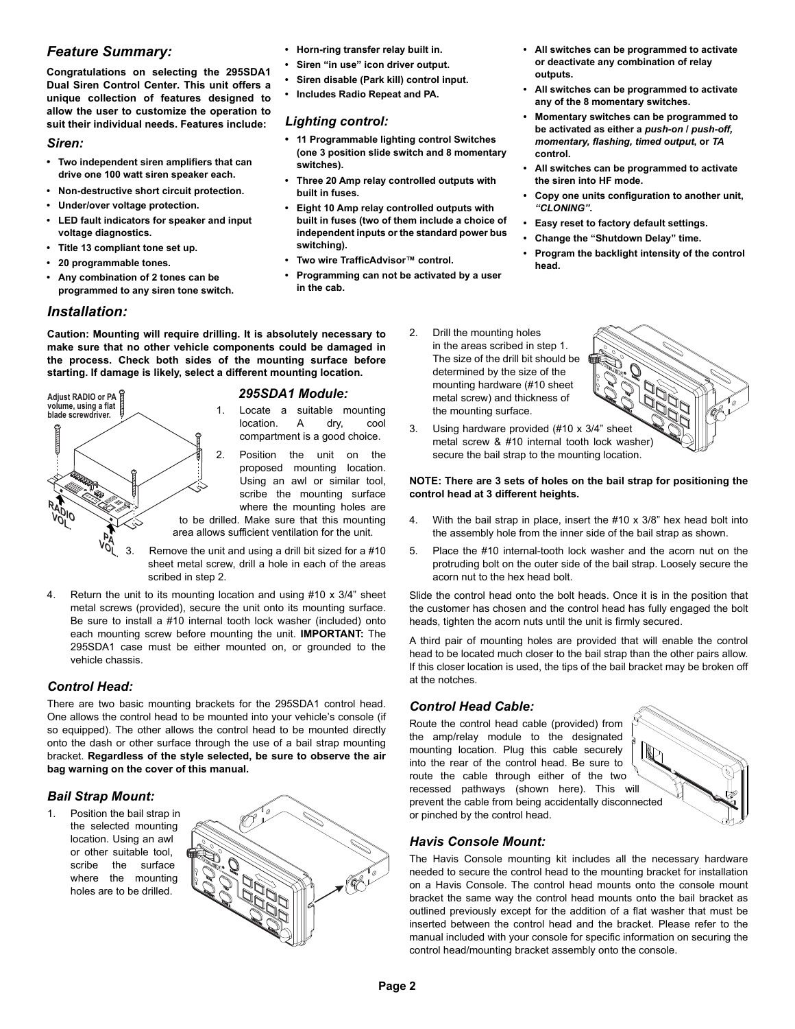## Feature Summary:

**Congratulations on selecting the 295SDA1 Dual Siren Control Center. This unit offers a unique collection of features designed to allow the user to customize the operation to suit their individual needs. Features include:**

### Siren:

- **Two independent siren amplifiers that can drive one 100 watt siren speaker each.**
- **Non-destructive short circuit protection.**
- **Under/over voltage protection.**
- **LED fault indicators for speaker and input voltage diagnostics.**
- **Title 13 compliant tone set up.**
- **20 programmable tones.**
- **Any combination of 2 tones can be programmed to any siren tone switch.**
- **Horn-ring transfer relay built in.**
- **Siren "in use" icon driver output.**
- **Siren disable (Park kill) control input.**
- **Includes Radio Repeat and PA.**

### Lighting control:

- **11 Programmable lighting control Switches (one 3 position slide switch and 8 momentary switches).**
- **Three 20 Amp relay controlled outputs with built in fuses.**
- **Eight 10 Amp relay controlled outputs with built in fuses (two of them include a choice of independent inputs or the standard power bus switching).**
- **Two wire TrafficAdvisor™ control.**
- **Programming can not be activated by a user in the cab.**
- **All switches can be programmed to activate or deactivate any combination of relay outputs.**
- **All switches can be programmed to activate any of the 8 momentary switches.**
- **Momentary switches can be programmed to be activated as either a *push-on / push-off, momentary, flashing, timed output*, or *TA* control.**
- **All switches can be programmed to activate the siren into HF mode.**
- **Copy one units configuration to another unit, *"CLONING"*.**
- **Easy reset to factory default settings.**
- **Change the "Shutdown Delay" time.**
- **Program the backlight intensity of the control head.**

## Installation:

**Caution: Mounting will require drilling. It is absolutely necessary to make sure that no other vehicle components could be damaged in the process. Check both sides of the mounting surface before starting. If damage is likely, select a different mounting location.**

Adjust RADIO or PA volume, using a flat blade screwdriver.

RADIO VOL.

PA VOL.

### 295SDA1 Module:

1. Locate a suitable mounting location. A dry, cool compartment is a good choice.
2. Position the unit on the proposed mounting location. Using an awl or similar tool, scribe the mounting surface where the mounting holes are to be drilled. Make sure that this mounting area allows sufficient ventilation for the unit.
3. Remove the unit and using a drill bit sized for a #10 sheet metal screw, drill a hole in each of the areas scribed in step 2.
4. Return the unit to its mounting location and using #10 x 3/4" sheet metal screws (provided), secure the unit onto its mounting surface. Be sure to install a #10 internal tooth lock washer (included) onto each mounting screw before mounting the unit. **IMPORTANT:** The 295SDA1 case must be either mounted on, or grounded to the vehicle chassis.

### Control Head:

There are two basic mounting brackets for the 295SDA1 control head. One allows the control head to be mounted into your vehicle's console (if so equipped). The other allows the control head to be mounted directly onto the dash or other surface through the use of a bail strap mounting bracket. **Regardless of the style selected, be sure to observe the air bag warning on the cover of this manual.**

### Bail Strap Mount:

1. Position the bail strap in the selected mounting location. Using an awl or other suitable tool, scribe the surface where the mounting holes are to be drilled.
2. Drill the mounting holes in the areas scribed in step 1. The size of the drill bit should be determined by the size of the mounting hardware (#10 sheet metal screw) and thickness of the mounting surface.
3. Using hardware provided (#10 x 3/4" sheet metal screw & #10 internal tooth lock washer) secure the bail strap to the mounting location.

**NOTE: There are 3 sets of holes on the bail strap for positioning the control head at 3 different heights.**

4. With the bail strap in place, insert the #10 x 3/8" hex head bolt into the assembly hole from the inner side of the bail strap as shown.
5. Place the #10 internal-tooth lock washer and the acorn nut on the protruding bolt on the outer side of the bail strap. Loosely secure the acorn nut to the hex head bolt.

Slide the control head onto the bolt heads. Once it is in the position that the customer has chosen and the control head has fully engaged the bolt heads, tighten the acorn nuts until the unit is firmly secured.

A third pair of mounting holes are provided that will enable the control head to be located much closer to the bail strap than the other pairs allow. If this closer location is used, the tips of the bail bracket may be broken off at the notches.

### Control Head Cable:

Route the control head cable (provided) from the amp/relay module to the designated mounting location. Plug this cable securely into the rear of the control head. Be sure to route the cable through either of the two recessed pathways (shown here). This will prevent the cable from being accidentally disconnected or pinched by the control head.

### Havis Console Mount:

The Havis Console mounting kit includes all the necessary hardware needed to secure the control head to the mounting bracket for installation on a Havis Console. The control head mounts onto the console mount bracket the same way the control head mounts onto the bail bracket as outlined previously except for the addition of a flat washer that must be inserted between the control head and the bracket. Please refer to the manual included with your console for specific information on securing the control head/mounting bracket assembly onto the console.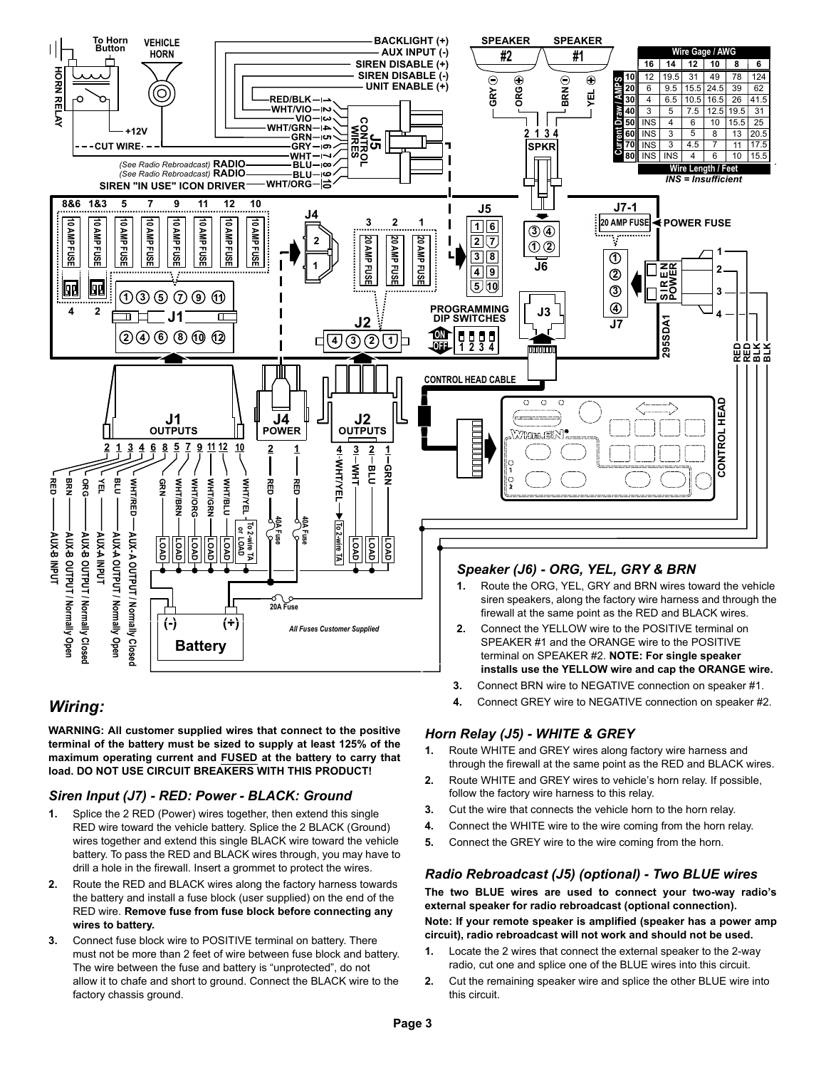| | | Wire Gage / AWG | | | | | |
|---|---|---|---|---|---|---|---|
| | | 16 | 14 | 12 | 10 | 8 | 6 |
| Current Draw / AMPS | 10 | 12 | 19.5 | 31 | 49 | 78 | 124 |
| | 20 | 6 | 9.5 | 15.5 | 24.5 | 39 | 62 |
| | 30 | 4 | 6.5 | 10.5 | 16.5 | 26 | 41.5 |
| | 40 | 3 | 5 | 7.5 | 12.5 | 19.5 | 31 |
| | 50 | INS | 4 | 6 | 10 | 15.5 | 25 |
| | 60 | INS | 3 | 5 | 8 | 13 | 20.5 |
| | 70 | INS | 3 | 4.5 | 7 | 11 | 17.5 |
| | 80 | INS | INS | 4 | 6 | 10 | 15.5 |
| | | Wire Length / Feet | | | | | |

INS = Insufficient

## Wiring:

**WARNING: All customer supplied wires that connect to the positive terminal of the battery must be sized to supply at least 125% of the maximum operating current and FUSED at the battery to carry that load. DO NOT USE CIRCUIT BREAKERS WITH THIS PRODUCT!**

### *Siren Input (J7) - RED: Power - BLACK: Ground*

1. Splice the 2 RED (Power) wires together, then extend this single RED wire toward the vehicle battery. Splice the 2 BLACK (Ground) wires together and extend this single BLACK wire toward the vehicle battery. To pass the RED and BLACK wires through, you may have to drill a hole in the firewall. Insert a grommet to protect the wires.
2. Route the RED and BLACK wires along the factory harness towards the battery and install a fuse block (user supplied) on the end of the RED wire. **Remove fuse from fuse block before connecting any wires to battery.**
3. Connect fuse block wire to POSITIVE terminal on battery. There must not be more than 2 feet of wire between fuse block and battery. The wire between the fuse and battery is "unprotected", do not allow it to chafe and short to ground. Connect the BLACK wire to the factory chassis ground.

### *Speaker (J6) - ORG, YEL, GRY & BRN*

1. Route the ORG, YEL, GRY and BRN wires toward the vehicle siren speakers, along the factory wire harness and through the firewall at the same point as the RED and BLACK wires.
2. Connect the YELLOW wire to the POSITIVE terminal on SPEAKER #1 and the ORANGE wire to the POSITIVE terminal on SPEAKER #2. **NOTE: For single speaker installs use the YELLOW wire and cap the ORANGE wire.**
3. Connect BRN wire to NEGATIVE connection on speaker #1.
4. Connect GREY wire to NEGATIVE connection on speaker #2.

### *Horn Relay (J5) - WHITE & GREY*

1. Route WHITE and GREY wires along factory wire harness and through the firewall at the same point as the RED and BLACK wires.
2. Route WHITE and GREY wires to vehicle's horn relay. If possible, follow the factory wire harness to this relay.
3. Cut the wire that connects the vehicle horn to the horn relay.
4. Connect the WHITE wire to the wire coming from the horn relay.
5. Connect the GREY wire to the wire coming from the horn.

### *Radio Rebroadcast (J5) (optional) - Two BLUE wires*

**The two BLUE wires are used to connect your two-way radio's external speaker for radio rebroadcast (optional connection).**

**Note: If your remote speaker is amplified (speaker has a power amp circuit), radio rebroadcast will not work and should not be used.**

1. Locate the 2 wires that connect the external speaker to the 2-way radio, cut one and splice one of the BLUE wires into this circuit.
2. Cut the remaining speaker wire and splice the other BLUE wire into this circuit.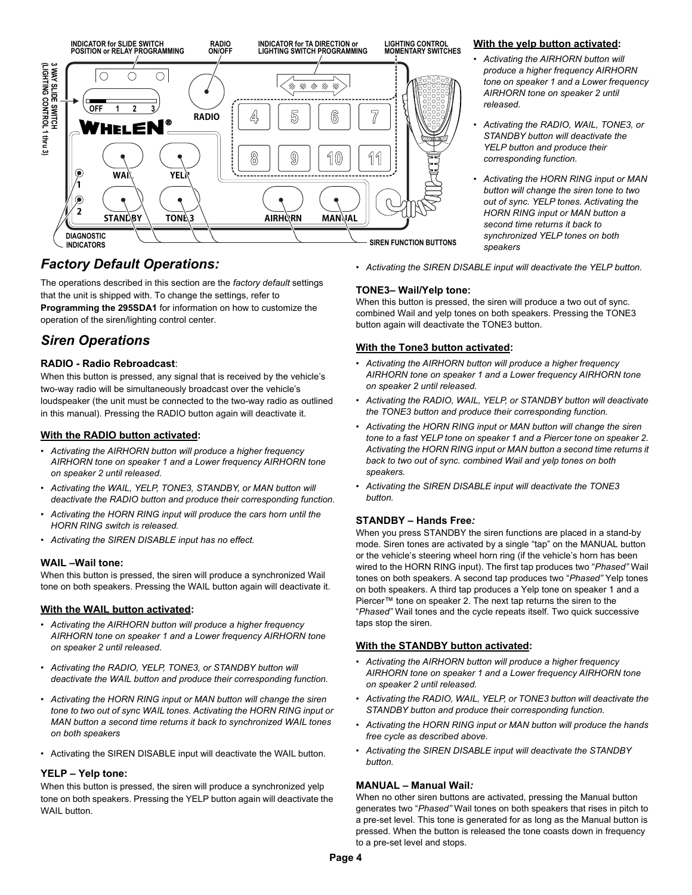INDICATOR for SLIDE SWITCH POSITION or RELAY PROGRAMMING

RADIO ON/OFF

INDICATOR for TA DIRECTION or LIGHTING SWITCH PROGRAMMING

LIGHTING CONTROL MOMENTARY SWITCHES

3 WAY SLIDE SWITCH (LIGHTING CONTROL 1 thru 3)

OFF 1 2 3

RADIO

WHELEN®

4 5 6 7

8 9 10 11

WAIL YELP

1

2

STANDBY TONE3 AIRHORN MANUAL

DIAGNOSTIC INDICATORS

SIREN FUNCTION BUTTONS

## Factory Default Operations:

The operations described in this section are the *factory default* settings that the unit is shipped with. To change the settings, refer to **Programming the 295SDA1** for information on how to customize the operation of the siren/lighting control center.

## Siren Operations

### RADIO - Radio Rebroadcast:

When this button is pressed, any signal that is received by the vehicle's two-way radio will be simultaneously broadcast over the vehicle's loudspeaker (the unit must be connected to the two-way radio as outlined in this manual). Pressing the RADIO button again will deactivate it.

**With the RADIO button activated:**

- *Activating the AIRHORN button will produce a higher frequency AIRHORN tone on speaker 1 and a Lower frequency AIRHORN tone on speaker 2 until released.*
- *Activating the WAIL, YELP, TONE3, STANDBY, or MAN button will deactivate the RADIO button and produce their corresponding function.*
- *Activating the HORN RING input will produce the cars horn until the HORN RING switch is released.*
- *Activating the SIREN DISABLE input has no effect.*

### WAIL –Wail tone:

When this button is pressed, the siren will produce a synchronized Wail tone on both speakers. Pressing the WAIL button again will deactivate it.

**With the WAIL button activated:**

- *Activating the AIRHORN button will produce a higher frequency AIRHORN tone on speaker 1 and a Lower frequency AIRHORN tone on speaker 2 until released.*
- *Activating the RADIO, YELP, TONE3, or STANDBY button will deactivate the WAIL button and produce their corresponding function.*
- *Activating the HORN RING input or MAN button will change the siren tone to two out of sync WAIL tones. Activating the HORN RING input or MAN button a second time returns it back to synchronized WAIL tones on both speakers*
- Activating the SIREN DISABLE input will deactivate the WAIL button.

### YELP – Yelp tone:

When this button is pressed, the siren will produce a synchronized yelp tone on both speakers. Pressing the YELP button again will deactivate the WAIL button.

**With the yelp button activated:**

- *Activating the AIRHORN button will produce a higher frequency AIRHORN tone on speaker 1 and a Lower frequency AIRHORN tone on speaker 2 until released.*
- *Activating the RADIO, WAIL, TONE3, or STANDBY button will deactivate the YELP button and produce their corresponding function.*
- *Activating the HORN RING input or MAN button will change the siren tone to two out of sync. YELP tones. Activating the HORN RING input or MAN button a second time returns it back to synchronized YELP tones on both speakers*
- *Activating the SIREN DISABLE input will deactivate the YELP button.*

### TONE3– Wail/Yelp tone:

When this button is pressed, the siren will produce a two out of sync. combined Wail and yelp tones on both speakers. Pressing the TONE3 button again will deactivate the TONE3 button.

**With the Tone3 button activated:**

- *Activating the AIRHORN button will produce a higher frequency AIRHORN tone on speaker 1 and a Lower frequency AIRHORN tone on speaker 2 until released.*
- *Activating the RADIO, WAIL, YELP, or STANDBY button will deactivate the TONE3 button and produce their corresponding function.*
- *Activating the HORN RING input or MAN button will change the siren tone to a fast YELP tone on speaker 1 and a Piercer tone on speaker 2. Activating the HORN RING input or MAN button a second time returns it back to two out of sync. combined Wail and yelp tones on both speakers.*
- *Activating the SIREN DISABLE input will deactivate the TONE3 button.*

### STANDBY – Hands Free*:*

When you press STANDBY the siren functions are placed in a stand-by mode. Siren tones are activated by a single "tap" on the MANUAL button or the steering wheel horn ring (if the vehicle's horn has been wired to the HORN RING input). The first tap produces two "*Phased"* Wail tones on both speakers. A second tap produces two "*Phased"* Yelp tones on both speakers. A third tap produces a Yelp tone on speaker 1 and a Piercer™ tone on speaker 2. The next tap returns the siren to the "*Phased"* Wail tones and the cycle repeats itself. Two quick successive taps stop the siren.

**With the STANDBY button activated:**

- *Activating the AIRHORN button will produce a higher frequency AIRHORN tone on speaker 1 and a Lower frequency AIRHORN tone on speaker 2 until released.*
- *Activating the RADIO, WAIL, YELP, or TONE3 button will deactivate the STANDBY button and produce their corresponding function.*
- *Activating the HORN RING input or MAN button will produce the hands free cycle as described above.*
- *Activating the SIREN DISABLE input will deactivate the STANDBY button.*

### MANUAL – Manual Wail*:*

When no other siren buttons are activated, pressing the Manual button generates two "*Phased"* Wail tones on both speakers that rises in pitch to a pre-set level. This tone is generated for as long as the Manual button is pressed. When the button is released the tone coasts down in frequency to a pre-set level and stops.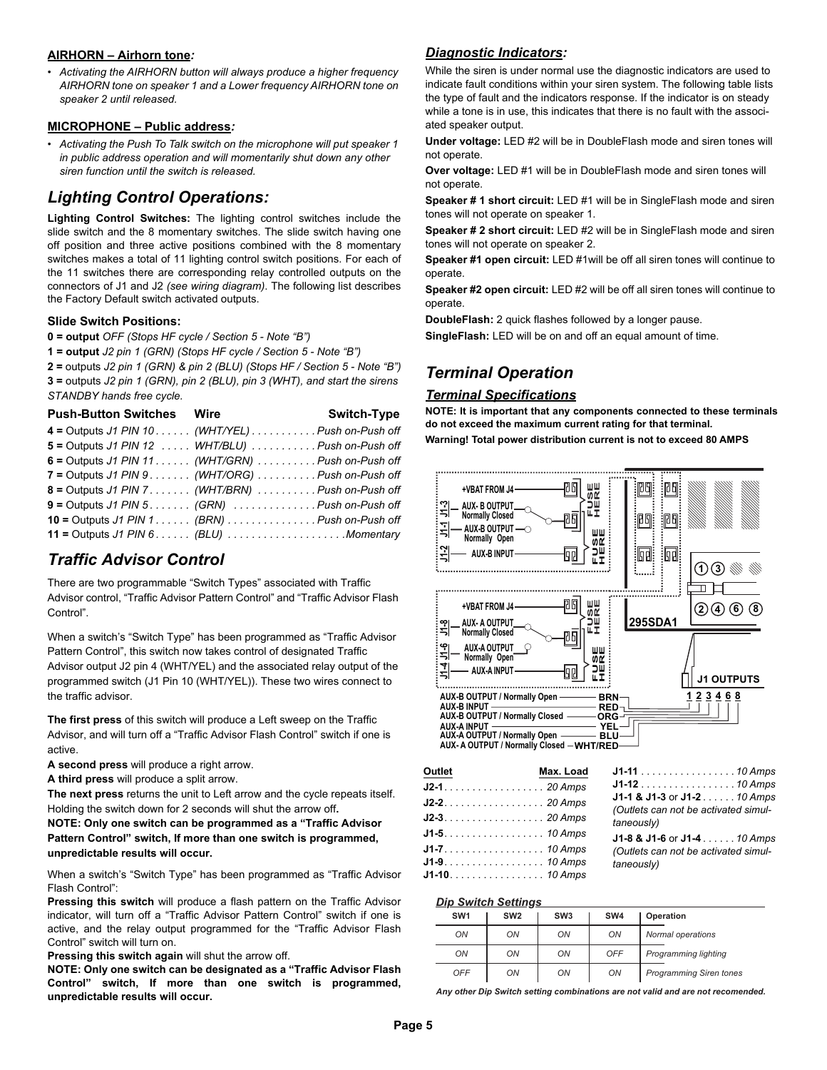**AIRHORN – Airhorn tone*:***

- *Activating the AIRHORN button will always produce a higher frequency AIRHORN tone on speaker 1 and a Lower frequency AIRHORN tone on speaker 2 until released.*

**MICROPHONE – Public address*:***

- *Activating the Push To Talk switch on the microphone will put speaker 1 in public address operation and will momentarily shut down any other siren function until the switch is released.*

## *Lighting Control Operations:*

**Lighting Control Switches:** The lighting control switches include the slide switch and the 8 momentary switches. The slide switch having one off position and three active positions combined with the 8 momentary switches makes a total of 11 lighting control switch positions. For each of the 11 switches there are corresponding relay controlled outputs on the connectors of J1 and J2 *(see wiring diagram)*. The following list describes the Factory Default switch activated outputs.

### Slide Switch Positions:

**0 = output** *OFF (Stops HF cycle / Section 5 - Note "B")*
**1 = output** *J2 pin 1 (GRN) (Stops HF cycle / Section 5 - Note "B")*
**2 =** outputs *J2 pin 1 (GRN) & pin 2 (BLU) (Stops HF / Section 5 - Note "B")*
**3 =** outputs *J2 pin 1 (GRN), pin 2 (BLU), pin 3 (WHT), and start the sirens STANDBY hands free cycle.*

| Push-Button Switches | Wire | Switch-Type |
|---|---|---|
| **4 =** Outputs *J1 PIN 10* | *(WHT/YEL)* | *Push on-Push off* |
| **5 =** Outputs *J1 PIN 12* | *WHT/BLU)* | *Push on-Push off* |
| **6 =** Outputs *J1 PIN 11* | *(WHT/GRN)* | *Push on-Push off* |
| **7 =** Outputs *J1 PIN 9* | *(WHT/ORG)* | *Push on-Push off* |
| **8 =** Outputs *J1 PIN 7* | *(WHT/BRN)* | *Push on-Push off* |
| **9 =** Outputs *J1 PIN 5* | *(GRN)* | *Push on-Push off* |
| **10 =** Outputs *J1 PIN 1* | *(BRN)* | *Push on-Push off* |
| **11 =** Outputs *J1 PIN 6* | *(BLU)* | *Momentary* |

## *Traffic Advisor Control*

There are two programmable "Switch Types" associated with Traffic Advisor control, "Traffic Advisor Pattern Control" and "Traffic Advisor Flash Control".

When a switch's "Switch Type" has been programmed as "Traffic Advisor Pattern Control", this switch now takes control of designated Traffic Advisor output J2 pin 4 (WHT/YEL) and the associated relay output of the programmed switch (J1 Pin 10 (WHT/YEL)). These two wires connect to the traffic advisor.

**The first press** of this switch will produce a Left sweep on the Traffic Advisor, and will turn off a "Traffic Advisor Flash Control" switch if one is active.
**A second press** will produce a right arrow.
**A third press** will produce a split arrow.
**The next press** returns the unit to Left arrow and the cycle repeats itself. Holding the switch down for 2 seconds will shut the arrow off**.**
**NOTE: Only one switch can be programmed as a "Traffic Advisor Pattern Control" switch, If more than one switch is programmed, unpredictable results will occur.**

When a switch's "Switch Type" has been programmed as "Traffic Advisor Flash Control":
**Pressing this switch** will produce a flash pattern on the Traffic Advisor indicator, will turn off a "Traffic Advisor Pattern Control" switch if one is active, and the relay output programmed for the "Traffic Advisor Flash Control" switch will turn on.
**Pressing this switch again** will shut the arrow off.
**NOTE: Only one switch can be designated as a "Traffic Advisor Flash Control" switch, If more than one switch is programmed, unpredictable results will occur.**

### *Diagnostic Indicators:*

While the siren is under normal use the diagnostic indicators are used to indicate fault conditions within your siren system. The following table lists the type of fault and the indicators response. If the indicator is on steady while a tone is in use, this indicates that there is no fault with the associated speaker output.

**Under voltage:** LED #2 will be in DoubleFlash mode and siren tones will not operate.

**Over voltage:** LED #1 will be in DoubleFlash mode and siren tones will not operate.

**Speaker # 1 short circuit:** LED #1 will be in SingleFlash mode and siren tones will not operate on speaker 1.

**Speaker # 2 short circuit:** LED #2 will be in SingleFlash mode and siren tones will not operate on speaker 2.

**Speaker #1 open circuit:** LED #1will be off all siren tones will continue to operate.

**Speaker #2 open circuit:** LED #2 will be off all siren tones will continue to operate.

**DoubleFlash:** 2 quick flashes followed by a longer pause.

**SingleFlash:** LED will be on and off an equal amount of time.

## *Terminal Operation*

### *Terminal Specifications*

**NOTE: It is important that any components connected to these terminals do not exceed the maximum current rating for that terminal.**

**Warning! Total power distribution current is not to exceed 80 AMPS**

J1-3 +VBAT FROM J4
J1-1 AUX- B OUTPUT Normally Closed
AUX-B OUTPUT Normally Open
J1-2 AUX-B INPUT
FUSE HERE
FUSE HERE
J1-8 +VBAT FROM J4
AUX- A OUTPUT Normally Closed
J1-6 AUX-A OUTPUT Normally Open
J1-4 AUX-A INPUT
FUSE HERE
FUSE HERE
295SDA1
1 3
2 4 6 8
J1 OUTPUTS
1 2 3 4 6 8
AUX-B OUTPUT / Normally Open — BRN
AUX-B INPUT — RED
AUX-B OUTPUT / Normally Closed — ORG
AUX-A INPUT — YEL
AUX-A OUTPUT / Normally Open — BLU
AUX- A OUTPUT / Normally Closed — WHT/RED

| Outlet | Max. Load |
|---|---|
| **J2-1** | *20 Amps* |
| **J2-2** | *20 Amps* |
| **J2-3** | *20 Amps* |
| **J1-5** | *10 Amps* |
| **J1-7** | *10 Amps* |
| **J1-9** | *10 Amps* |
| **J1-10** | *10 Amps* |
| **J1-11** | *10 Amps* |
| **J1-12** | *10 Amps* |
| **J1-1 & J1-3** or **J1-2** *(Outlets can not be activated simultaneously)* | *10 Amps* |
| **J1-8 & J1-6** or **J1-4** *(Outlets can not be activated simultaneously)* | *10 Amps* |

### *Dip Switch Settings*

| SW1 | SW2 | SW3 | SW4 | Operation |
|---|---|---|---|---|
| *ON* | *ON* | *ON* | *ON* | *Normal operations* |
| *ON* | *ON* | *ON* | *OFF* | *Programming lighting* |
| *OFF* | *ON* | *ON* | *ON* | *Programming Siren tones* |

***Any other Dip Switch setting combinations are not valid and are not recomended.***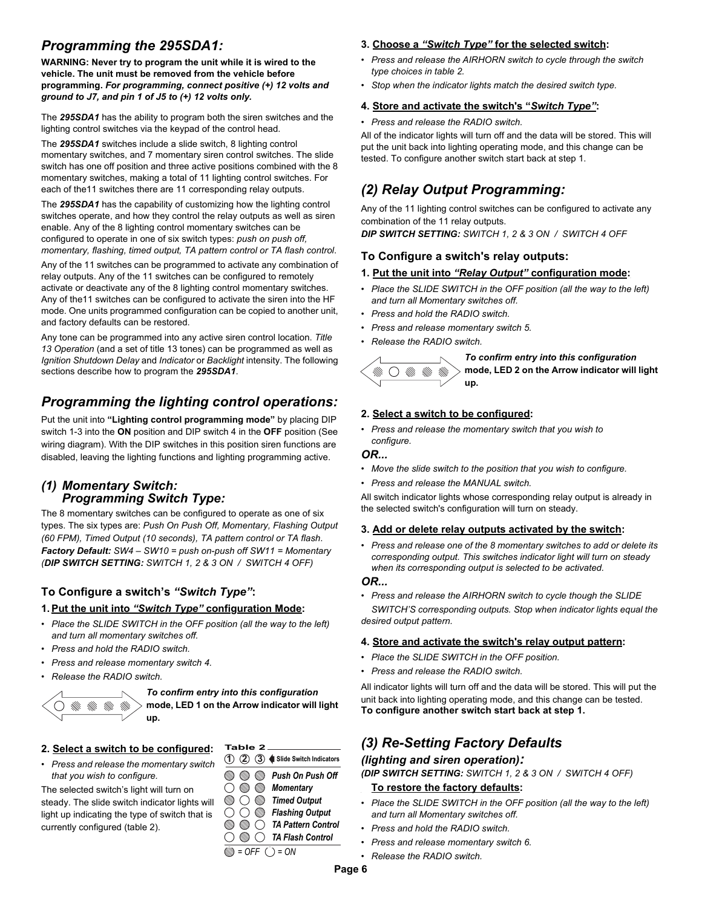## *Programming the 295SDA1:*

**WARNING: Never try to program the unit while it is wired to the vehicle. The unit must be removed from the vehicle before programming.** ***For programming, connect positive (+) 12 volts and ground to J7, and pin 1 of J5 to (+) 12 volts only.***

The ***295SDA1*** has the ability to program both the siren switches and the lighting control switches via the keypad of the control head.

The ***295SDA1*** switches include a slide switch, 8 lighting control momentary switches, and 7 momentary siren control switches. The slide switch has one off position and three active positions combined with the 8 momentary switches, making a total of 11 lighting control switches. For each of the11 switches there are 11 corresponding relay outputs.

The ***295SDA1*** has the capability of customizing how the lighting control switches operate, and how they control the relay outputs as well as siren enable. Any of the 8 lighting control momentary switches can be configured to operate in one of six switch types: *push on push off, momentary, flashing, timed output, TA pattern control or TA flash control*.

Any of the 11 switches can be programmed to activate any combination of relay outputs. Any of the 11 switches can be configured to remotely activate or deactivate any of the 8 lighting control momentary switches. Any of the11 switches can be configured to activate the siren into the HF mode. One units programmed configuration can be copied to another unit, and factory defaults can be restored.

Any tone can be programmed into any active siren control location. *Title 13 Operation* (and a set of title 13 tones) can be programmed as well as *Ignition Shutdown Delay* and *Indicator* or *Backlight* intensity. The following sections describe how to program the ***295SDA1***.

## *Programming the lighting control operations:*

Put the unit into **"Lighting control programming mode"** by placing DIP switch 1-3 into the **ON** position and DIP switch 4 in the **OFF** position (See wiring diagram). With the DIP switches in this position siren functions are disabled, leaving the lighting functions and lighting programming active.

### *(1) Momentary Switch: Programming Switch Type:*

The 8 momentary switches can be configured to operate as one of six types. The six types are: *Push On Push Off, Momentary, Flashing Output (60 FPM), Timed Output (10 seconds), TA pattern control or TA flash*. ***Factory Default:*** *SW4 – SW10 = push on-push off SW11 = Momentary* ***(DIP SWITCH SETTING:*** *SWITCH 1, 2 & 3 ON / SWITCH 4 OFF)*

#### To Configure a switch's *"Switch Type"*:

**1. Put the unit into *"Switch Type"* configuration Mode:**

- *Place the SLIDE SWITCH in the OFF position (all the way to the left) and turn all momentary switches off.*
- *Press and hold the RADIO switch.*
- *Press and release momentary switch 4.*
- *Release the RADIO switch.*

***To confirm entry into this configuration mode, LED 1 on the Arrow indicator will light up.***

**2. Select a switch to be configured:**

- *Press and release the momentary switch that you wish to configure.*

The selected switch's light will turn on steady. The slide switch indicator lights will light up indicating the type of switch that is currently configured (table 2).

**Table 2**

| 1 | 2 | 3 | Slide Switch Indicators |
|---|---|---|---|
| OFF | OFF | OFF | *Push On Push Off* |
| ON | OFF | OFF | *Momentary* |
| OFF | ON | OFF | *Timed Output* |
| ON | ON | OFF | *Flashing Output* |
| OFF | OFF | ON | *TA Pattern Control* |
| ON | OFF | ON | *TA Flash Control* |

● = OFF ○ = ON

**3. Choose a *"Switch Type"* for the selected switch:**

- *Press and release the AIRHORN switch to cycle through the switch type choices in table 2.*
- *Stop when the indicator lights match the desired switch type.*

**4. Store and activate the switch's "*Switch Type"*:**

- *Press and release the RADIO switch.*

All of the indicator lights will turn off and the data will be stored. This will put the unit back into lighting operating mode, and this change can be tested. To configure another switch start back at step 1.

## *(2) Relay Output Programming:*

Any of the 11 lighting control switches can be configured to activate any combination of the 11 relay outputs.
***DIP SWITCH SETTING:*** *SWITCH 1, 2 & 3 ON / SWITCH 4 OFF*

#### To Configure a switch's relay outputs:

**1. Put the unit into *"Relay Output"* configuration mode:**

- *Place the SLIDE SWITCH in the OFF position (all the way to the left) and turn all Momentary switches off.*
- *Press and hold the RADIO switch.*
- *Press and release momentary switch 5.*
- *Release the RADIO switch.*

***To confirm entry into this configuration mode, LED 2 on the Arrow indicator will light up.***

**2. Select a switch to be configured:**

- *Press and release the momentary switch that you wish to configure.*

***OR...***

- *Move the slide switch to the position that you wish to configure.*
- *Press and release the MANUAL switch.*

All switch indicator lights whose corresponding relay output is already in the selected switch's configuration will turn on steady.

**3. Add or delete relay outputs activated by the switch:**

- *Press and release one of the 8 momentary switches to add or delete its corresponding output. This switches indicator light will turn on steady when its corresponding output is selected to be activated.*

***OR...***

- *Press and release the AIRHORN switch to cycle though the SLIDE SWITCH'S corresponding outputs. Stop when indicator lights equal the desired output pattern.*

**4. Store and activate the switch's relay output pattern:**

- *Place the SLIDE SWITCH in the OFF position.*
- *Press and release the RADIO switch.*

All indicator lights will turn off and the data will be stored. This will put the unit back into lighting operating mode, and this change can be tested.
**To configure another switch start back at step 1.**

## *(3) Re-Setting Factory Defaults*

### *(lighting and siren operation):*

***(DIP SWITCH SETTING:*** *SWITCH 1, 2 & 3 ON / SWITCH 4 OFF)*

**To restore the factory defaults:**

- *Place the SLIDE SWITCH in the OFF position (all the way to the left) and turn all Momentary switches off.*
- *Press and hold the RADIO switch.*
- *Press and release momentary switch 6.*
- *Release the RADIO switch.*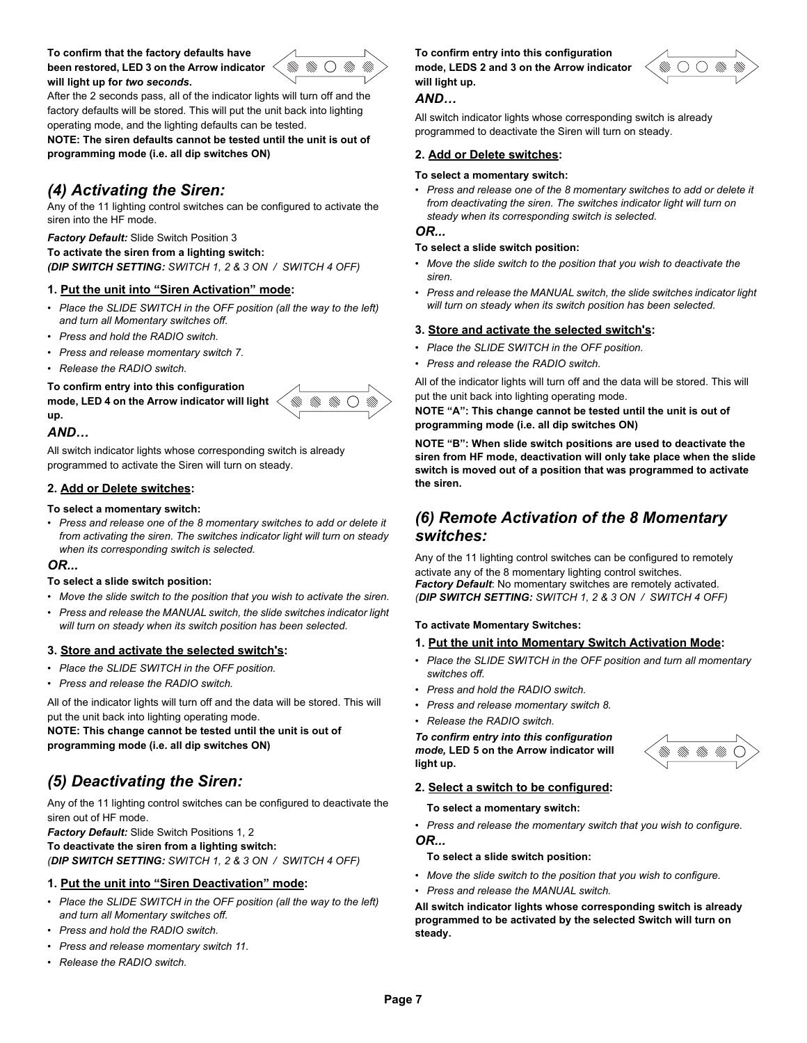**To confirm that the factory defaults have been restored, LED 3 on the Arrow indicator will light up for *two seconds*.**

After the 2 seconds pass, all of the indicator lights will turn off and the factory defaults will be stored. This will put the unit back into lighting operating mode, and the lighting defaults can be tested.

**NOTE: The siren defaults cannot be tested until the unit is out of programming mode (i.e. all dip switches ON)**

## *(4) Activating the Siren:*

Any of the 11 lighting control switches can be configured to activate the siren into the HF mode.

***Factory Default:*** Slide Switch Position 3

**To activate the siren from a lighting switch:**

***(DIP SWITCH SETTING:** SWITCH 1, 2 & 3 ON / SWITCH 4 OFF)*

### 1. Put the unit into “Siren Activation” mode:

- *Place the SLIDE SWITCH in the OFF position (all the way to the left) and turn all Momentary switches off.*
- *Press and hold the RADIO switch.*
- *Press and release momentary switch 7.*
- *Release the RADIO switch.*

**To confirm entry into this configuration mode, LED 4 on the Arrow indicator will light up.**

***AND…***

All switch indicator lights whose corresponding switch is already programmed to activate the Siren will turn on steady.

### 2. Add or Delete switches:

**To select a momentary switch:**

- *Press and release one of the 8 momentary switches to add or delete it from activating the siren. The switches indicator light will turn on steady when its corresponding switch is selected.*

***OR...***

**To select a slide switch position:**

- *Move the slide switch to the position that you wish to activate the siren.*
- *Press and release the MANUAL switch, the slide switches indicator light will turn on steady when its switch position has been selected.*

### 3. Store and activate the selected switch's:

- *Place the SLIDE SWITCH in the OFF position.*
- *Press and release the RADIO switch.*

All of the indicator lights will turn off and the data will be stored. This will put the unit back into lighting operating mode.

**NOTE: This change cannot be tested until the unit is out of programming mode (i.e. all dip switches ON)**

## *(5) Deactivating the Siren:*

Any of the 11 lighting control switches can be configured to deactivate the siren out of HF mode.

***Factory Default:*** Slide Switch Positions 1, 2

**To deactivate the siren from a lighting switch:**

*(**DIP SWITCH SETTING:** SWITCH 1, 2 & 3 ON / SWITCH 4 OFF)*

### 1. Put the unit into “Siren Deactivation” mode:

- *Place the SLIDE SWITCH in the OFF position (all the way to the left) and turn all Momentary switches off.*
- *Press and hold the RADIO switch.*
- *Press and release momentary switch 11.*
- *Release the RADIO switch.*

**To confirm entry into this configuration mode, LEDS 2 and 3 on the Arrow indicator will light up.**

***AND…***

All switch indicator lights whose corresponding switch is already programmed to deactivate the Siren will turn on steady.

### 2. Add or Delete switches:

**To select a momentary switch:**

- *Press and release one of the 8 momentary switches to add or delete it from deactivating the siren. The switches indicator light will turn on steady when its corresponding switch is selected.*

***OR...***

**To select a slide switch position:**

- *Move the slide switch to the position that you wish to deactivate the siren.*
- *Press and release the MANUAL switch, the slide switches indicator light will turn on steady when its switch position has been selected.*

### 3. Store and activate the selected switch's:

- *Place the SLIDE SWITCH in the OFF position.*
- *Press and release the RADIO switch.*

All of the indicator lights will turn off and the data will be stored. This will put the unit back into lighting operating mode.

**NOTE “A”: This change cannot be tested until the unit is out of programming mode (i.e. all dip switches ON)**

**NOTE “B”: When slide switch positions are used to deactivate the siren from HF mode, deactivation will only take place when the slide switch is moved out of a position that was programmed to activate the siren.**

## *(6) Remote Activation of the 8 Momentary switches:*

Any of the 11 lighting control switches can be configured to remotely activate any of the 8 momentary lighting control switches.

***Factory Default***: No momentary switches are remotely activated.

*(**DIP SWITCH SETTING:** SWITCH 1, 2 & 3 ON / SWITCH 4 OFF)*

**To activate Momentary Switches:**

### 1. Put the unit into Momentary Switch Activation Mode:

- *Place the SLIDE SWITCH in the OFF position and turn all momentary switches off.*
- *Press and hold the RADIO switch.*
- *Press and release momentary switch 8.*
- *Release the RADIO switch.*

***To confirm entry into this configuration mode,* LED 5 on the Arrow indicator will light up.**

### 2. Select a switch to be configured:

**To select a momentary switch:**

- *Press and release the momentary switch that you wish to configure.*

***OR...***

**To select a slide switch position:**

- *Move the slide switch to the position that you wish to configure.*
- *Press and release the MANUAL switch.*

**All switch indicator lights whose corresponding switch is already programmed to be activated by the selected Switch will turn on steady.**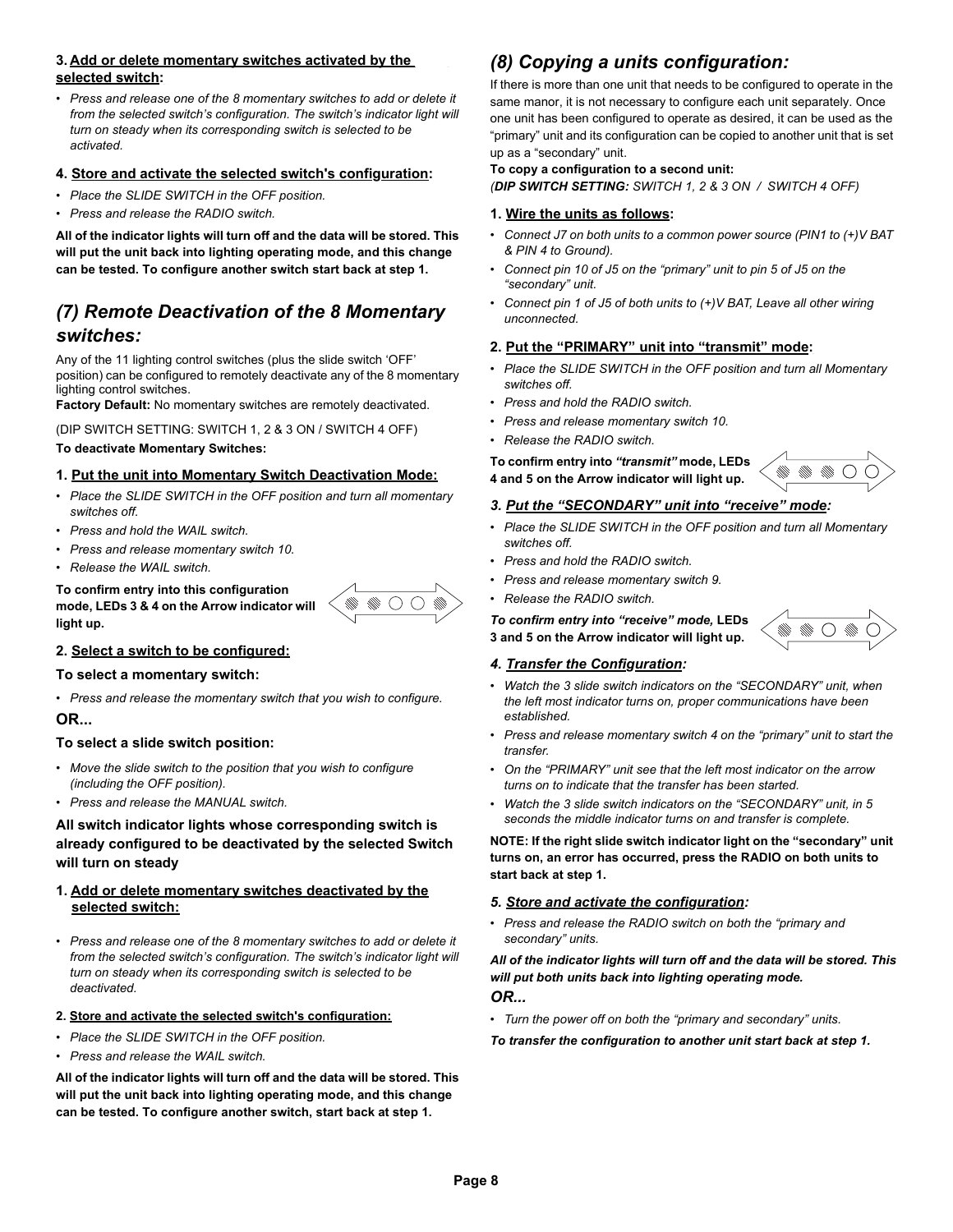**3. Add or delete momentary switches activated by the selected switch:**

- *Press and release one of the 8 momentary switches to add or delete it from the selected switch's configuration. The switch's indicator light will turn on steady when its corresponding switch is selected to be activated.*

**4. Store and activate the selected switch's configuration:**

- *Place the SLIDE SWITCH in the OFF position.*
- *Press and release the RADIO switch.*

**All of the indicator lights will turn off and the data will be stored. This will put the unit back into lighting operating mode, and this change can be tested. To configure another switch start back at step 1.**

## *(7) Remote Deactivation of the 8 Momentary switches:*

Any of the 11 lighting control switches (plus the slide switch 'OFF' position) can be configured to remotely deactivate any of the 8 momentary lighting control switches.
**Factory Default:** No momentary switches are remotely deactivated.

(DIP SWITCH SETTING: SWITCH 1, 2 & 3 ON / SWITCH 4 OFF)

**To deactivate Momentary Switches:**

**1. Put the unit into Momentary Switch Deactivation Mode:**

- *Place the SLIDE SWITCH in the OFF position and turn all momentary switches off.*
- *Press and hold the WAIL switch.*
- *Press and release momentary switch 10.*
- *Release the WAIL switch.*

**To confirm entry into this configuration mode, LEDs 3 & 4 on the Arrow indicator will light up.**

**2. Select a switch to be configured:**

**To select a momentary switch:**

- *Press and release the momentary switch that you wish to configure.*

**OR...**

**To select a slide switch position:**

- *Move the slide switch to the position that you wish to configure (including the OFF position).*
- *Press and release the MANUAL switch.*

**All switch indicator lights whose corresponding switch is already configured to be deactivated by the selected Switch will turn on steady**

**1. Add or delete momentary switches deactivated by the selected switch:**

- *Press and release one of the 8 momentary switches to add or delete it from the selected switch's configuration. The switch's indicator light will turn on steady when its corresponding switch is selected to be deactivated.*

**2. Store and activate the selected switch's configuration:**

- *Place the SLIDE SWITCH in the OFF position.*
- *Press and release the WAIL switch.*

**All of the indicator lights will turn off and the data will be stored. This will put the unit back into lighting operating mode, and this change can be tested. To configure another switch, start back at step 1.**

## *(8) Copying a units configuration:*

If there is more than one unit that needs to be configured to operate in the same manor, it is not necessary to configure each unit separately. Once one unit has been configured to operate as desired, it can be used as the "primary" unit and its configuration can be copied to another unit that is set up as a "secondary" unit.

**To copy a configuration to a second unit:**
*(**DIP SWITCH SETTING:** SWITCH 1, 2 & 3 ON / SWITCH 4 OFF)*

**1. Wire the units as follows:**

- *Connect J7 on both units to a common power source (PIN1 to (+)V BAT & PIN 4 to Ground).*
- *Connect pin 10 of J5 on the "primary" unit to pin 5 of J5 on the "secondary" unit.*
- *Connect pin 1 of J5 of both units to (+)V BAT, Leave all other wiring unconnected.*

**2. Put the "PRIMARY" unit into "transmit" mode:**

- *Place the SLIDE SWITCH in the OFF position and turn all Momentary switches off.*
- *Press and hold the RADIO switch.*
- *Press and release momentary switch 10.*
- *Release the RADIO switch.*

**To confirm entry into *"transmit"* mode, LEDs 4 and 5 on the Arrow indicator will light up.**

***3. Put the "SECONDARY" unit into "receive" mode:***

- *Place the SLIDE SWITCH in the OFF position and turn all Momentary switches off.*
- *Press and hold the RADIO switch.*
- *Press and release momentary switch 9.*
- *Release the RADIO switch.*

***To confirm entry into "receive" mode,* LEDs 3 and 5 on the Arrow indicator will light up.**

***4. Transfer the Configuration:***

- *Watch the 3 slide switch indicators on the "SECONDARY" unit, when the left most indicator turns on, proper communications have been established.*
- *Press and release momentary switch 4 on the "primary" unit to start the transfer.*
- *On the "PRIMARY" unit see that the left most indicator on the arrow turns on to indicate that the transfer has been started.*
- *Watch the 3 slide switch indicators on the "SECONDARY" unit, in 5 seconds the middle indicator turns on and transfer is complete.*

**NOTE: If the right slide switch indicator light on the "secondary" unit turns on, an error has occurred, press the RADIO on both units to start back at step 1.**

***5. Store and activate the configuration:***

- *Press and release the RADIO switch on both the "primary and secondary" units.*

***All of the indicator lights will turn off and the data will be stored. This will put both units back into lighting operating mode.***

***OR...***

- *Turn the power off on both the "primary and secondary" units.*

***To transfer the configuration to another unit start back at step 1.***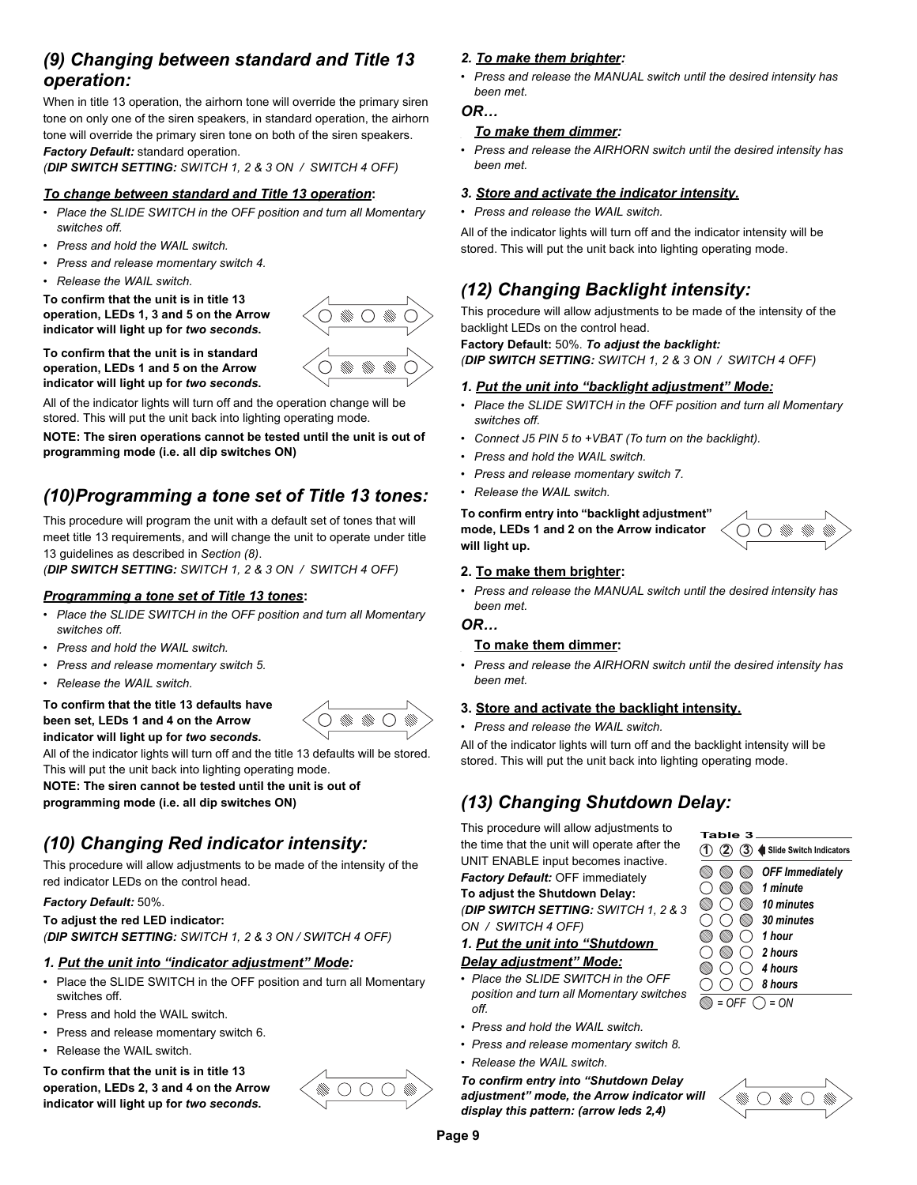## (9) Changing between standard and Title 13 operation:

When in title 13 operation, the airhorn tone will override the primary siren tone on only one of the siren speakers, in standard operation, the airhorn tone will override the primary siren tone on both of the siren speakers.

***Factory Default:*** standard operation.

(***DIP SWITCH SETTING:*** *SWITCH 1, 2 & 3 ON / SWITCH 4 OFF)*

***To change between standard and Title 13 operation*:**

- *Place the SLIDE SWITCH in the OFF position and turn all Momentary switches off.*
- *Press and hold the WAIL switch.*
- *Press and release momentary switch 4.*
- *Release the WAIL switch.*

**To confirm that the unit is in title 13 operation, LEDs 1, 3 and 5 on the Arrow indicator will light up for *two seconds*.**

**To confirm that the unit is in standard operation, LEDs 1 and 5 on the Arrow indicator will light up for *two seconds*.**

All of the indicator lights will turn off and the operation change will be stored. This will put the unit back into lighting operating mode.

**NOTE: The siren operations cannot be tested until the unit is out of programming mode (i.e. all dip switches ON)**

## (10)Programming a tone set of Title 13 tones:

This procedure will program the unit with a default set of tones that will meet title 13 requirements, and will change the unit to operate under title 13 guidelines as described in *Section (8)*.

(***DIP SWITCH SETTING:*** *SWITCH 1, 2 & 3 ON / SWITCH 4 OFF)*

***Programming a tone set of Title 13 tones*:**

- *Place the SLIDE SWITCH in the OFF position and turn all Momentary switches off.*
- *Press and hold the WAIL switch.*
- *Press and release momentary switch 5.*
- *Release the WAIL switch.*

**To confirm that the title 13 defaults have been set, LEDs 1 and 4 on the Arrow indicator will light up for *two seconds*.**

All of the indicator lights will turn off and the title 13 defaults will be stored. This will put the unit back into lighting operating mode.

**NOTE: The siren cannot be tested until the unit is out of programming mode (i.e. all dip switches ON)**

## (10) Changing Red indicator intensity:

This procedure will allow adjustments to be made of the intensity of the red indicator LEDs on the control head.

***Factory Default:*** 50%.

**To adjust the red LED indicator:**

(***DIP SWITCH SETTING:*** *SWITCH 1, 2 & 3 ON / SWITCH 4 OFF)*

***1. Put the unit into "indicator adjustment" Mode:***

- Place the SLIDE SWITCH in the OFF position and turn all Momentary switches off.
- Press and hold the WAIL switch.
- Press and release momentary switch 6.
- Release the WAIL switch.

**To confirm that the unit is in title 13 operation, LEDs 2, 3 and 4 on the Arrow indicator will light up for *two seconds*.**

***2. To make them brighter:***

- *Press and release the MANUAL switch until the desired intensity has been met.*

***OR…***

***To make them dimmer:***

- *Press and release the AIRHORN switch until the desired intensity has been met.*

***3. Store and activate the indicator intensity.***

- *Press and release the WAIL switch.*

All of the indicator lights will turn off and the indicator intensity will be stored. This will put the unit back into lighting operating mode.

## (12) Changing Backlight intensity:

This procedure will allow adjustments to be made of the intensity of the backlight LEDs on the control head.

**Factory Default:** 50%. ***To adjust the backlight:***

(***DIP SWITCH SETTING:*** *SWITCH 1, 2 & 3 ON / SWITCH 4 OFF)*

***1. Put the unit into "backlight adjustment" Mode:***

- *Place the SLIDE SWITCH in the OFF position and turn all Momentary switches off.*
- *Connect J5 PIN 5 to +VBAT (To turn on the backlight).*
- *Press and hold the WAIL switch.*
- *Press and release momentary switch 7.*
- *Release the WAIL switch.*

**To confirm entry into "backlight adjustment" mode, LEDs 1 and 2 on the Arrow indicator will light up.**

**2. To make them brighter:**

- *Press and release the MANUAL switch until the desired intensity has been met.*

***OR…***

**To make them dimmer:**

- *Press and release the AIRHORN switch until the desired intensity has been met.*

**3. Store and activate the backlight intensity.**

- *Press and release the WAIL switch.*

All of the indicator lights will turn off and the backlight intensity will be stored. This will put the unit back into lighting operating mode.

## (13) Changing Shutdown Delay:

This procedure will allow adjustments to the time that the unit will operate after the UNIT ENABLE input becomes inactive.

***Factory Default:*** OFF immediately

**To adjust the Shutdown Delay:**

(***DIP SWITCH SETTING:*** *SWITCH 1, 2 & 3 ON / SWITCH 4 OFF)*

***1. Put the unit into "Shutdown Delay adjustment" Mode:***

- *Place the SLIDE SWITCH in the OFF position and turn all Momentary switches off.*
- *Press and hold the WAIL switch.*
- *Press and release momentary switch 8.*
- *Release the WAIL switch.*

***To confirm entry into "Shutdown Delay adjustment" mode, the Arrow indicator will display this pattern: (arrow leds 2,4)***

**Table 3**

| 1 | 2 | 3 | Slide Switch Indicators |
|---|---|---|---|
| OFF | OFF | OFF | *OFF Immediately* |
| ON | OFF | OFF | *1 minute* |
| OFF | ON | OFF | *10 minutes* |
| ON | ON | OFF | *30 minutes* |
| OFF | OFF | ON | *1 hour* |
| ON | OFF | ON | *2 hours* |
| OFF | ON | ON | *4 hours* |
| ON | ON | ON | *8 hours* |

(shaded) = OFF (open) = ON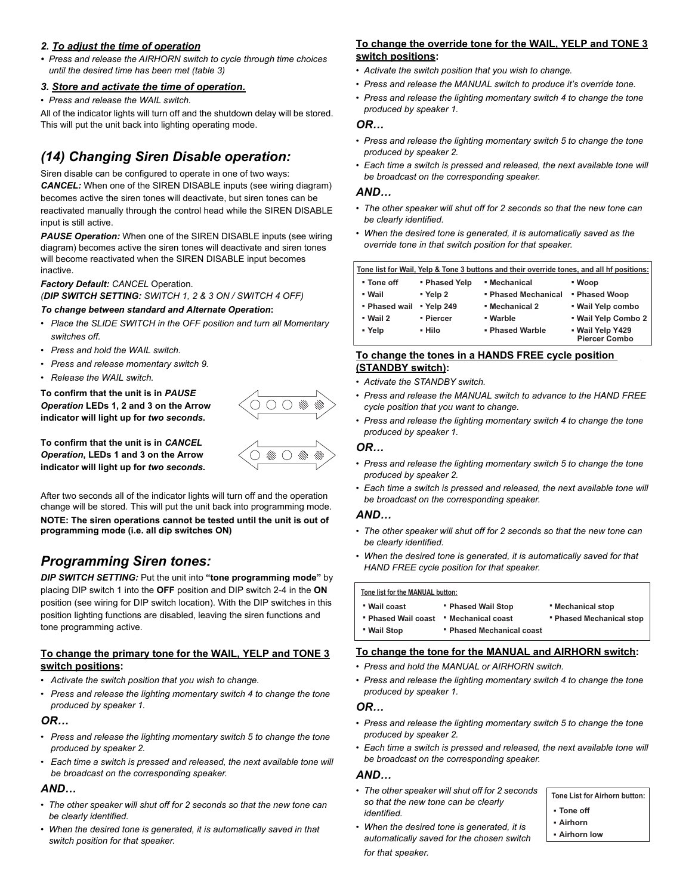### 2. *To adjust the time of operation*

- *Press and release the AIRHORN switch to cycle through time choices until the desired time has been met (table 3)*

### 3. *Store and activate the time of operation.*

- *Press and release the WAIL switch.*

All of the indicator lights will turn off and the shutdown delay will be stored. This will put the unit back into lighting operating mode.

## *(14) Changing Siren Disable operation:*

Siren disable can be configured to operate in one of two ways:

***CANCEL:*** When one of the SIREN DISABLE inputs (see wiring diagram) becomes active the siren tones will deactivate, but siren tones can be reactivated manually through the control head while the SIREN DISABLE input is still active.

***PAUSE Operation:*** When one of the SIREN DISABLE inputs (see wiring diagram) becomes active the siren tones will deactivate and siren tones will become reactivated when the SIREN DISABLE input becomes inactive.

***Factory Default:*** *CANCEL* Operation.

*(**DIP SWITCH SETTING:** SWITCH 1, 2 & 3 ON / SWITCH 4 OFF)*

***To change between standard and Alternate Operation*:**

- *Place the SLIDE SWITCH in the OFF position and turn all Momentary switches off.*
- *Press and hold the WAIL switch.*
- *Press and release momentary switch 9.*
- *Release the WAIL switch.*

**To confirm that the unit is in *PAUSE Operation* LEDs 1, 2 and 3 on the Arrow indicator will light up for *two seconds*.**

**To confirm that the unit is in *CANCEL Operation*, LEDs 1 and 3 on the Arrow indicator will light up for *two seconds*.**

After two seconds all of the indicator lights will turn off and the operation change will be stored. This will put the unit back into programming mode.

**NOTE: The siren operations cannot be tested until the unit is out of programming mode (i.e. all dip switches ON)**

## *Programming Siren tones:*

***DIP SWITCH SETTING:*** Put the unit into **"tone programming mode"** by placing DIP switch 1 into the **OFF** position and DIP switch 2-4 in the **ON** position (see wiring for DIP switch location). With the DIP switches in this position lighting functions are disabled, leaving the siren functions and tone programming active.

### To change the primary tone for the WAIL, YELP and TONE 3 switch positions:

- *Activate the switch position that you wish to change.*
- *Press and release the lighting momentary switch 4 to change the tone produced by speaker 1.*

***OR…***

- *Press and release the lighting momentary switch 5 to change the tone produced by speaker 2.*
- *Each time a switch is pressed and released, the next available tone will be broadcast on the corresponding speaker.*

***AND…***

- *The other speaker will shut off for 2 seconds so that the new tone can be clearly identified.*
- *When the desired tone is generated, it is automatically saved in that switch position for that speaker.*

### To change the override tone for the WAIL, YELP and TONE 3 switch positions:

- *Activate the switch position that you wish to change.*
- *Press and release the MANUAL switch to produce it's override tone.*
- *Press and release the lighting momentary switch 4 to change the tone produced by speaker 1.*

***OR…***

- *Press and release the lighting momentary switch 5 to change the tone produced by speaker 2.*
- *Each time a switch is pressed and released, the next available tone will be broadcast on the corresponding speaker.*

***AND…***

- *The other speaker will shut off for 2 seconds so that the new tone can be clearly identified.*
- *When the desired tone is generated, it is automatically saved as the override tone in that switch position for that speaker.*

**Tone list for Wail, Yelp & Tone 3 buttons and their override tones, and all hf positions:**

| | | | |
|---|---|---|---|
| ▪ Tone off | ▪ Phased Yelp | ▪ Mechanical | ▪ Woop |
| ▪ Wail | ▪ Yelp 2 | ▪ Phased Mechanical | ▪ Phased Woop |
| ▪ Phased wail | ▪ Yelp 249 | ▪ Mechanical 2 | ▪ Wail Yelp combo |
| ▪ Wail 2 | ▪ Piercer | ▪ Warble | ▪ Wail Yelp Combo 2 |
| ▪ Yelp | ▪ Hilo | ▪ Phased Warble | ▪ Wail Yelp Y429 Piercer Combo |

### To change the tones in a HANDS FREE cycle position (STANDBY switch):

- *Activate the STANDBY switch.*
- *Press and release the MANUAL switch to advance to the HAND FREE cycle position that you want to change.*
- *Press and release the lighting momentary switch 4 to change the tone produced by speaker 1.*

***OR…***

- *Press and release the lighting momentary switch 5 to change the tone produced by speaker 2.*
- *Each time a switch is pressed and released, the next available tone will be broadcast on the corresponding speaker.*

***AND…***

- *The other speaker will shut off for 2 seconds so that the new tone can be clearly identified.*
- *When the desired tone is generated, it is automatically saved for that HAND FREE cycle position for that speaker.*

**Tone list for the MANUAL button:**

| | | |
|---|---|---|
| ▪ Wail coast | ▪ Phased Wail Stop | ▪ Mechanical stop |
| ▪ Phased Wail coast | ▪ Mechanical coast | ▪ Phased Mechanical stop |
| ▪ Wail Stop | ▪ Phased Mechanical coast | |

### To change the tone for the MANUAL and AIRHORN switch:

- *Press and hold the MANUAL or AIRHORN switch.*
- *Press and release the lighting momentary switch 4 to change the tone produced by speaker 1.*

***OR…***

- *Press and release the lighting momentary switch 5 to change the tone produced by speaker 2.*
- *Each time a switch is pressed and released, the next available tone will be broadcast on the corresponding speaker.*

***AND…***

- *The other speaker will shut off for 2 seconds so that the new tone can be clearly identified.*
- *When the desired tone is generated, it is automatically saved for the chosen switch for that speaker.*

**Tone List for Airhorn button:**

- ▪ Tone off
- ▪ Airhorn
- ▪ Airhorn low